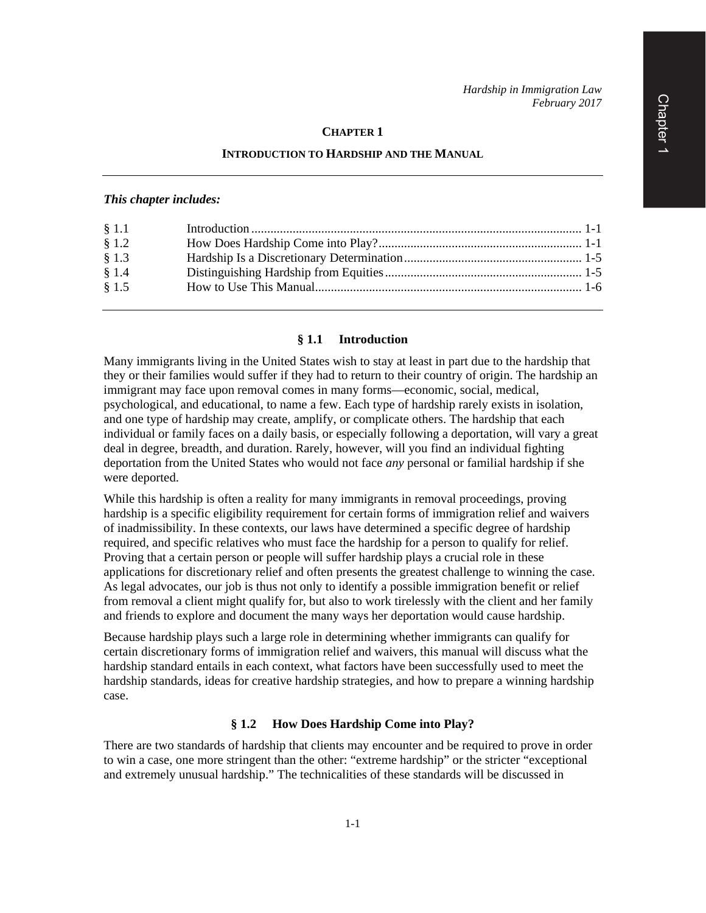# CHAPTER 1

## INTRODUCTION TO HARDSHIP AND THE MANUAL

***This chapter includes:***

| | | |
|---|---|---|
| § 1.1 | Introduction | 1-1 |
| § 1.2 | How Does Hardship Come into Play? | 1-1 |
| § 1.3 | Hardship Is a Discretionary Determination | 1-5 |
| § 1.4 | Distinguishing Hardship from Equities | 1-5 |
| § 1.5 | How to Use This Manual | 1-6 |

### § 1.1 Introduction

Many immigrants living in the United States wish to stay at least in part due to the hardship that they or their families would suffer if they had to return to their country of origin. The hardship an immigrant may face upon removal comes in many forms—economic, social, medical, psychological, and educational, to name a few. Each type of hardship rarely exists in isolation, and one type of hardship may create, amplify, or complicate others. The hardship that each individual or family faces on a daily basis, or especially following a deportation, will vary a great deal in degree, breadth, and duration. Rarely, however, will you find an individual fighting deportation from the United States who would not face *any* personal or familial hardship if she were deported.

While this hardship is often a reality for many immigrants in removal proceedings, proving hardship is a specific eligibility requirement for certain forms of immigration relief and waivers of inadmissibility. In these contexts, our laws have determined a specific degree of hardship required, and specific relatives who must face the hardship for a person to qualify for relief. Proving that a certain person or people will suffer hardship plays a crucial role in these applications for discretionary relief and often presents the greatest challenge to winning the case. As legal advocates, our job is thus not only to identify a possible immigration benefit or relief from removal a client might qualify for, but also to work tirelessly with the client and her family and friends to explore and document the many ways her deportation would cause hardship.

Because hardship plays such a large role in determining whether immigrants can qualify for certain discretionary forms of immigration relief and waivers, this manual will discuss what the hardship standard entails in each context, what factors have been successfully used to meet the hardship standards, ideas for creative hardship strategies, and how to prepare a winning hardship case.

### § 1.2 How Does Hardship Come into Play?

There are two standards of hardship that clients may encounter and be required to prove in order to win a case, one more stringent than the other: "extreme hardship" or the stricter "exceptional and extremely unusual hardship." The technicalities of these standards will be discussed in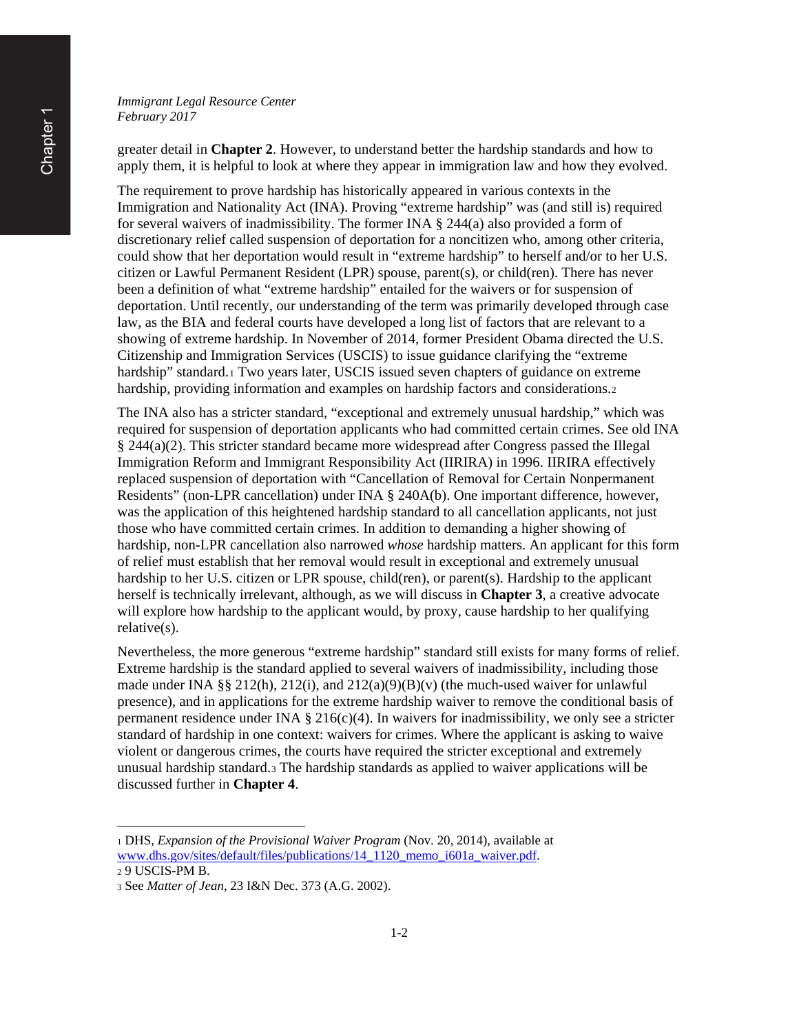greater detail in **Chapter 2**. However, to understand better the hardship standards and how to apply them, it is helpful to look at where they appear in immigration law and how they evolved.

The requirement to prove hardship has historically appeared in various contexts in the Immigration and Nationality Act (INA). Proving "extreme hardship" was (and still is) required for several waivers of inadmissibility. The former INA § 244(a) also provided a form of discretionary relief called suspension of deportation for a noncitizen who, among other criteria, could show that her deportation would result in "extreme hardship" to herself and/or to her U.S. citizen or Lawful Permanent Resident (LPR) spouse, parent(s), or child(ren). There has never been a definition of what "extreme hardship" entailed for the waivers or for suspension of deportation. Until recently, our understanding of the term was primarily developed through case law, as the BIA and federal courts have developed a long list of factors that are relevant to a showing of extreme hardship. In November of 2014, former President Obama directed the U.S. Citizenship and Immigration Services (USCIS) to issue guidance clarifying the "extreme hardship" standard.[1] Two years later, USCIS issued seven chapters of guidance on extreme hardship, providing information and examples on hardship factors and considerations.[2]

The INA also has a stricter standard, "exceptional and extremely unusual hardship," which was required for suspension of deportation applicants who had committed certain crimes. See old INA § 244(a)(2). This stricter standard became more widespread after Congress passed the Illegal Immigration Reform and Immigrant Responsibility Act (IIRIRA) in 1996. IIRIRA effectively replaced suspension of deportation with "Cancellation of Removal for Certain Nonpermanent Residents" (non-LPR cancellation) under INA § 240A(b). One important difference, however, was the application of this heightened hardship standard to all cancellation applicants, not just those who have committed certain crimes. In addition to demanding a higher showing of hardship, non-LPR cancellation also narrowed *whose* hardship matters. An applicant for this form of relief must establish that her removal would result in exceptional and extremely unusual hardship to her U.S. citizen or LPR spouse, child(ren), or parent(s). Hardship to the applicant herself is technically irrelevant, although, as we will discuss in **Chapter 3**, a creative advocate will explore how hardship to the applicant would, by proxy, cause hardship to her qualifying relative(s).

Nevertheless, the more generous "extreme hardship" standard still exists for many forms of relief. Extreme hardship is the standard applied to several waivers of inadmissibility, including those made under INA §§ 212(h), 212(i), and 212(a)(9)(B)(v) (the much-used waiver for unlawful presence), and in applications for the extreme hardship waiver to remove the conditional basis of permanent residence under INA § 216(c)(4). In waivers for inadmissibility, we only see a stricter standard of hardship in one context: waivers for crimes. Where the applicant is asking to waive violent or dangerous crimes, the courts have required the stricter exceptional and extremely unusual hardship standard.[3] The hardship standards as applied to waiver applications will be discussed further in **Chapter 4**.

---

[1] DHS, *Expansion of the Provisional Waiver Program* (Nov. 20, 2014), available at www.dhs.gov/sites/default/files/publications/14_1120_memo_i601a_waiver.pdf.

[2] 9 USCIS-PM B.

[3] See *Matter of Jean*, 23 I&N Dec. 373 (A.G. 2002).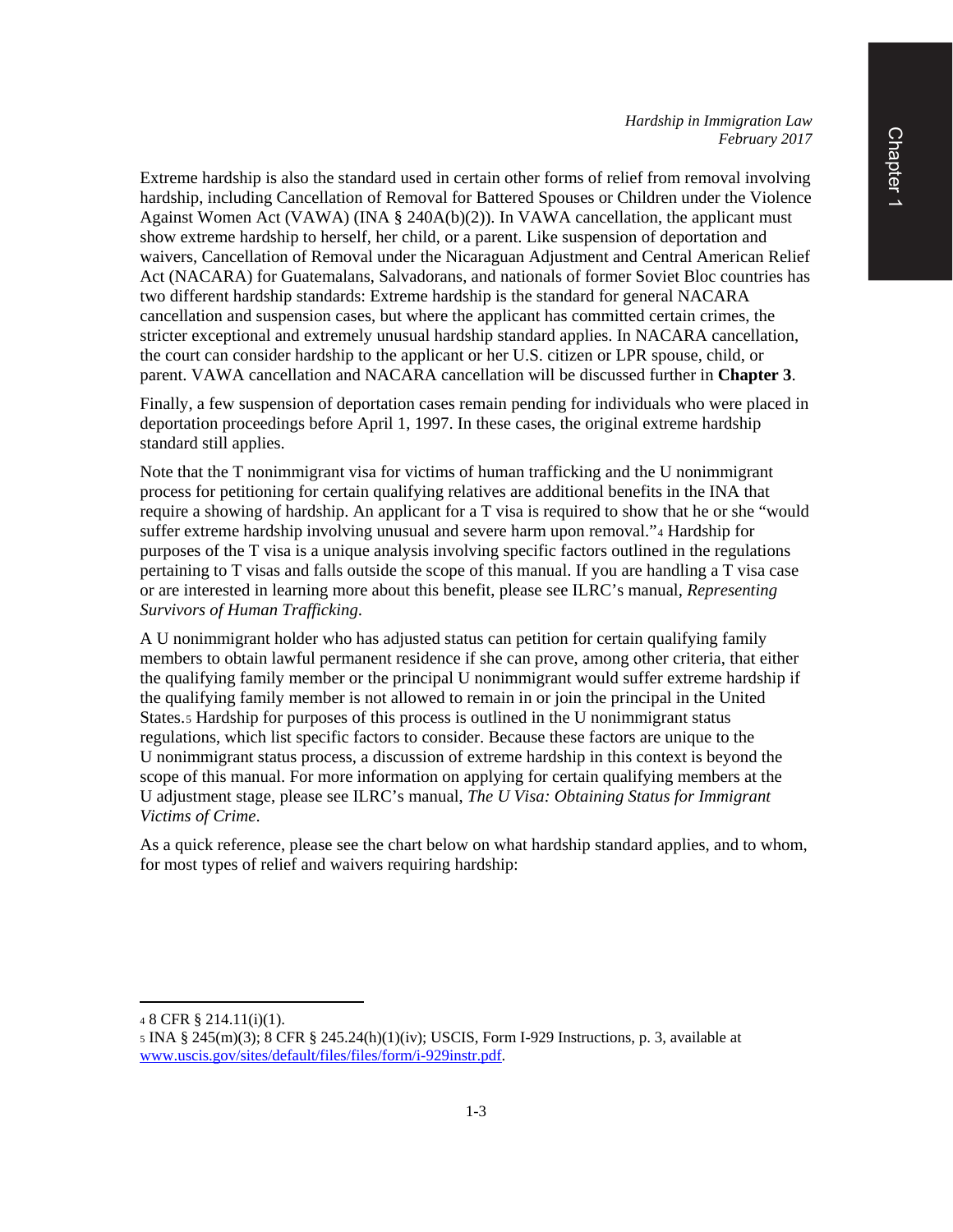Extreme hardship is also the standard used in certain other forms of relief from removal involving hardship, including Cancellation of Removal for Battered Spouses or Children under the Violence Against Women Act (VAWA) (INA § 240A(b)(2)). In VAWA cancellation, the applicant must show extreme hardship to herself, her child, or a parent. Like suspension of deportation and waivers, Cancellation of Removal under the Nicaraguan Adjustment and Central American Relief Act (NACARA) for Guatemalans, Salvadorans, and nationals of former Soviet Bloc countries has two different hardship standards: Extreme hardship is the standard for general NACARA cancellation and suspension cases, but where the applicant has committed certain crimes, the stricter exceptional and extremely unusual hardship standard applies. In NACARA cancellation, the court can consider hardship to the applicant or her U.S. citizen or LPR spouse, child, or parent. VAWA cancellation and NACARA cancellation will be discussed further in **Chapter 3**.

Finally, a few suspension of deportation cases remain pending for individuals who were placed in deportation proceedings before April 1, 1997. In these cases, the original extreme hardship standard still applies.

Note that the T nonimmigrant visa for victims of human trafficking and the U nonimmigrant process for petitioning for certain qualifying relatives are additional benefits in the INA that require a showing of hardship. An applicant for a T visa is required to show that he or she "would suffer extreme hardship involving unusual and severe harm upon removal."[4] Hardship for purposes of the T visa is a unique analysis involving specific factors outlined in the regulations pertaining to T visas and falls outside the scope of this manual. If you are handling a T visa case or are interested in learning more about this benefit, please see ILRC's manual, *Representing Survivors of Human Trafficking*.

A U nonimmigrant holder who has adjusted status can petition for certain qualifying family members to obtain lawful permanent residence if she can prove, among other criteria, that either the qualifying family member or the principal U nonimmigrant would suffer extreme hardship if the qualifying family member is not allowed to remain in or join the principal in the United States.[5] Hardship for purposes of this process is outlined in the U nonimmigrant status regulations, which list specific factors to consider. Because these factors are unique to the U nonimmigrant status process, a discussion of extreme hardship in this context is beyond the scope of this manual. For more information on applying for certain qualifying members at the U adjustment stage, please see ILRC's manual, *The U Visa: Obtaining Status for Immigrant Victims of Crime*.

As a quick reference, please see the chart below on what hardship standard applies, and to whom, for most types of relief and waivers requiring hardship:

---

[4] 8 CFR § 214.11(i)(1).

[5] INA § 245(m)(3); 8 CFR § 245.24(h)(1)(iv); USCIS, Form I-929 Instructions, p. 3, available at www.uscis.gov/sites/default/files/files/form/i-929instr.pdf.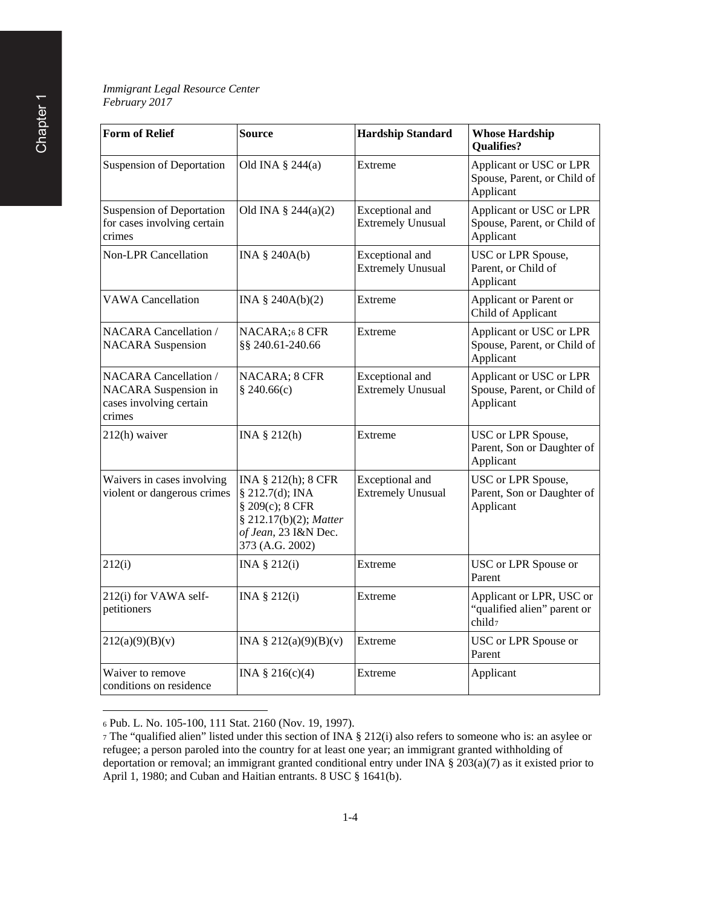*Immigrant Legal Resource Center*
*February 2017*

| **Form of Relief** | **Source** | **Hardship Standard** | **Whose Hardship Qualifies?** |
|---|---|---|---|
| Suspension of Deportation | Old INA § 244(a) | Extreme | Applicant or USC or LPR Spouse, Parent, or Child of Applicant |
| Suspension of Deportation for cases involving certain crimes | Old INA § 244(a)(2) | Exceptional and Extremely Unusual | Applicant or USC or LPR Spouse, Parent, or Child of Applicant |
| Non-LPR Cancellation | INA § 240A(b) | Exceptional and Extremely Unusual | USC or LPR Spouse, Parent, or Child of Applicant |
| VAWA Cancellation | INA § 240A(b)(2) | Extreme | Applicant or Parent or Child of Applicant |
| NACARA Cancellation / NACARA Suspension | NACARA;[6] 8 CFR §§ 240.61-240.66 | Extreme | Applicant or USC or LPR Spouse, Parent, or Child of Applicant |
| NACARA Cancellation / NACARA Suspension in cases involving certain crimes | NACARA; 8 CFR § 240.66(c) | Exceptional and Extremely Unusual | Applicant or USC or LPR Spouse, Parent, or Child of Applicant |
| 212(h) waiver | INA § 212(h) | Extreme | USC or LPR Spouse, Parent, Son or Daughter of Applicant |
| Waivers in cases involving violent or dangerous crimes | INA § 212(h); 8 CFR § 212.7(d); INA § 209(c); 8 CFR § 212.17(b)(2); *Matter of Jean*, 23 I&N Dec. 373 (A.G. 2002) | Exceptional and Extremely Unusual | USC or LPR Spouse, Parent, Son or Daughter of Applicant |
| 212(i) | INA § 212(i) | Extreme | USC or LPR Spouse or Parent |
| 212(i) for VAWA self-petitioners | INA § 212(i) | Extreme | Applicant or LPR, USC or "qualified alien" parent or child[7] |
| 212(a)(9)(B)(v) | INA § 212(a)(9)(B)(v) | Extreme | USC or LPR Spouse or Parent |
| Waiver to remove conditions on residence | INA § 216(c)(4) | Extreme | Applicant |

[6] Pub. L. No. 105-100, 111 Stat. 2160 (Nov. 19, 1997).

[7] The "qualified alien" listed under this section of INA § 212(i) also refers to someone who is: an asylee or refugee; a person paroled into the country for at least one year; an immigrant granted withholding of deportation or removal; an immigrant granted conditional entry under INA § 203(a)(7) as it existed prior to April 1, 1980; and Cuban and Haitian entrants. 8 USC § 1641(b).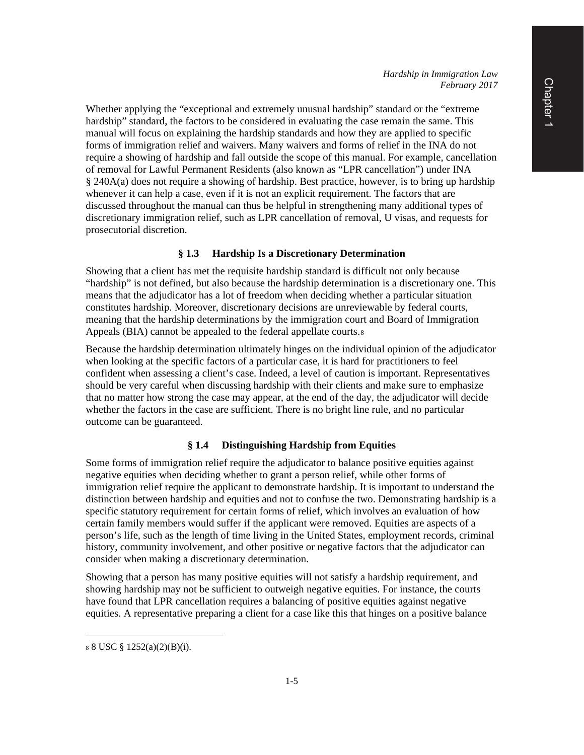Whether applying the "exceptional and extremely unusual hardship" standard or the "extreme hardship" standard, the factors to be considered in evaluating the case remain the same. This manual will focus on explaining the hardship standards and how they are applied to specific forms of immigration relief and waivers. Many waivers and forms of relief in the INA do not require a showing of hardship and fall outside the scope of this manual. For example, cancellation of removal for Lawful Permanent Residents (also known as "LPR cancellation") under INA § 240A(a) does not require a showing of hardship. Best practice, however, is to bring up hardship whenever it can help a case, even if it is not an explicit requirement. The factors that are discussed throughout the manual can thus be helpful in strengthening many additional types of discretionary immigration relief, such as LPR cancellation of removal, U visas, and requests for prosecutorial discretion.

### § 1.3 Hardship Is a Discretionary Determination

Showing that a client has met the requisite hardship standard is difficult not only because "hardship" is not defined, but also because the hardship determination is a discretionary one. This means that the adjudicator has a lot of freedom when deciding whether a particular situation constitutes hardship. Moreover, discretionary decisions are unreviewable by federal courts, meaning that the hardship determinations by the immigration court and Board of Immigration Appeals (BIA) cannot be appealed to the federal appellate courts.[8]

Because the hardship determination ultimately hinges on the individual opinion of the adjudicator when looking at the specific factors of a particular case, it is hard for practitioners to feel confident when assessing a client's case. Indeed, a level of caution is important. Representatives should be very careful when discussing hardship with their clients and make sure to emphasize that no matter how strong the case may appear, at the end of the day, the adjudicator will decide whether the factors in the case are sufficient. There is no bright line rule, and no particular outcome can be guaranteed.

### § 1.4 Distinguishing Hardship from Equities

Some forms of immigration relief require the adjudicator to balance positive equities against negative equities when deciding whether to grant a person relief, while other forms of immigration relief require the applicant to demonstrate hardship. It is important to understand the distinction between hardship and equities and not to confuse the two. Demonstrating hardship is a specific statutory requirement for certain forms of relief, which involves an evaluation of how certain family members would suffer if the applicant were removed. Equities are aspects of a person's life, such as the length of time living in the United States, employment records, criminal history, community involvement, and other positive or negative factors that the adjudicator can consider when making a discretionary determination.

Showing that a person has many positive equities will not satisfy a hardship requirement, and showing hardship may not be sufficient to outweigh negative equities. For instance, the courts have found that LPR cancellation requires a balancing of positive equities against negative equities. A representative preparing a client for a case like this that hinges on a positive balance

---

[8] 8 USC § 1252(a)(2)(B)(i).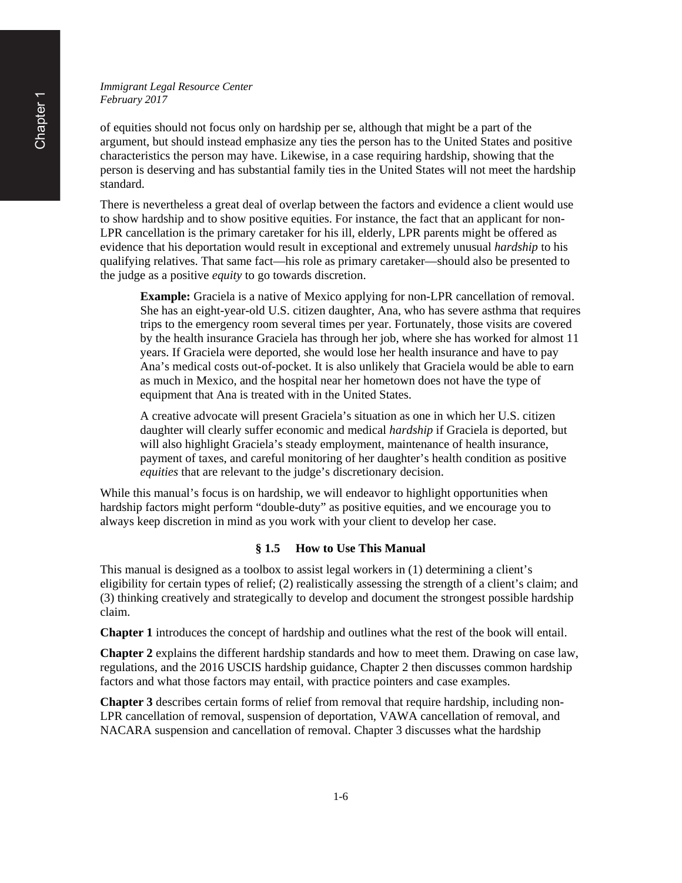of equities should not focus only on hardship per se, although that might be a part of the argument, but should instead emphasize any ties the person has to the United States and positive characteristics the person may have. Likewise, in a case requiring hardship, showing that the person is deserving and has substantial family ties in the United States will not meet the hardship standard.

There is nevertheless a great deal of overlap between the factors and evidence a client would use to show hardship and to show positive equities. For instance, the fact that an applicant for non-LPR cancellation is the primary caretaker for his ill, elderly, LPR parents might be offered as evidence that his deportation would result in exceptional and extremely unusual *hardship* to his qualifying relatives. That same fact—his role as primary caretaker—should also be presented to the judge as a positive *equity* to go towards discretion.

> **Example:** Graciela is a native of Mexico applying for non-LPR cancellation of removal. She has an eight-year-old U.S. citizen daughter, Ana, who has severe asthma that requires trips to the emergency room several times per year. Fortunately, those visits are covered by the health insurance Graciela has through her job, where she has worked for almost 11 years. If Graciela were deported, she would lose her health insurance and have to pay Ana's medical costs out-of-pocket. It is also unlikely that Graciela would be able to earn as much in Mexico, and the hospital near her hometown does not have the type of equipment that Ana is treated with in the United States.
>
> A creative advocate will present Graciela's situation as one in which her U.S. citizen daughter will clearly suffer economic and medical *hardship* if Graciela is deported, but will also highlight Graciela's steady employment, maintenance of health insurance, payment of taxes, and careful monitoring of her daughter's health condition as positive *equities* that are relevant to the judge's discretionary decision.

While this manual's focus is on hardship, we will endeavor to highlight opportunities when hardship factors might perform "double-duty" as positive equities, and we encourage you to always keep discretion in mind as you work with your client to develop her case.

## § 1.5 How to Use This Manual

This manual is designed as a toolbox to assist legal workers in (1) determining a client's eligibility for certain types of relief; (2) realistically assessing the strength of a client's claim; and (3) thinking creatively and strategically to develop and document the strongest possible hardship claim.

**Chapter 1** introduces the concept of hardship and outlines what the rest of the book will entail.

**Chapter 2** explains the different hardship standards and how to meet them. Drawing on case law, regulations, and the 2016 USCIS hardship guidance, Chapter 2 then discusses common hardship factors and what those factors may entail, with practice pointers and case examples.

**Chapter 3** describes certain forms of relief from removal that require hardship, including non-LPR cancellation of removal, suspension of deportation, VAWA cancellation of removal, and NACARA suspension and cancellation of removal. Chapter 3 discusses what the hardship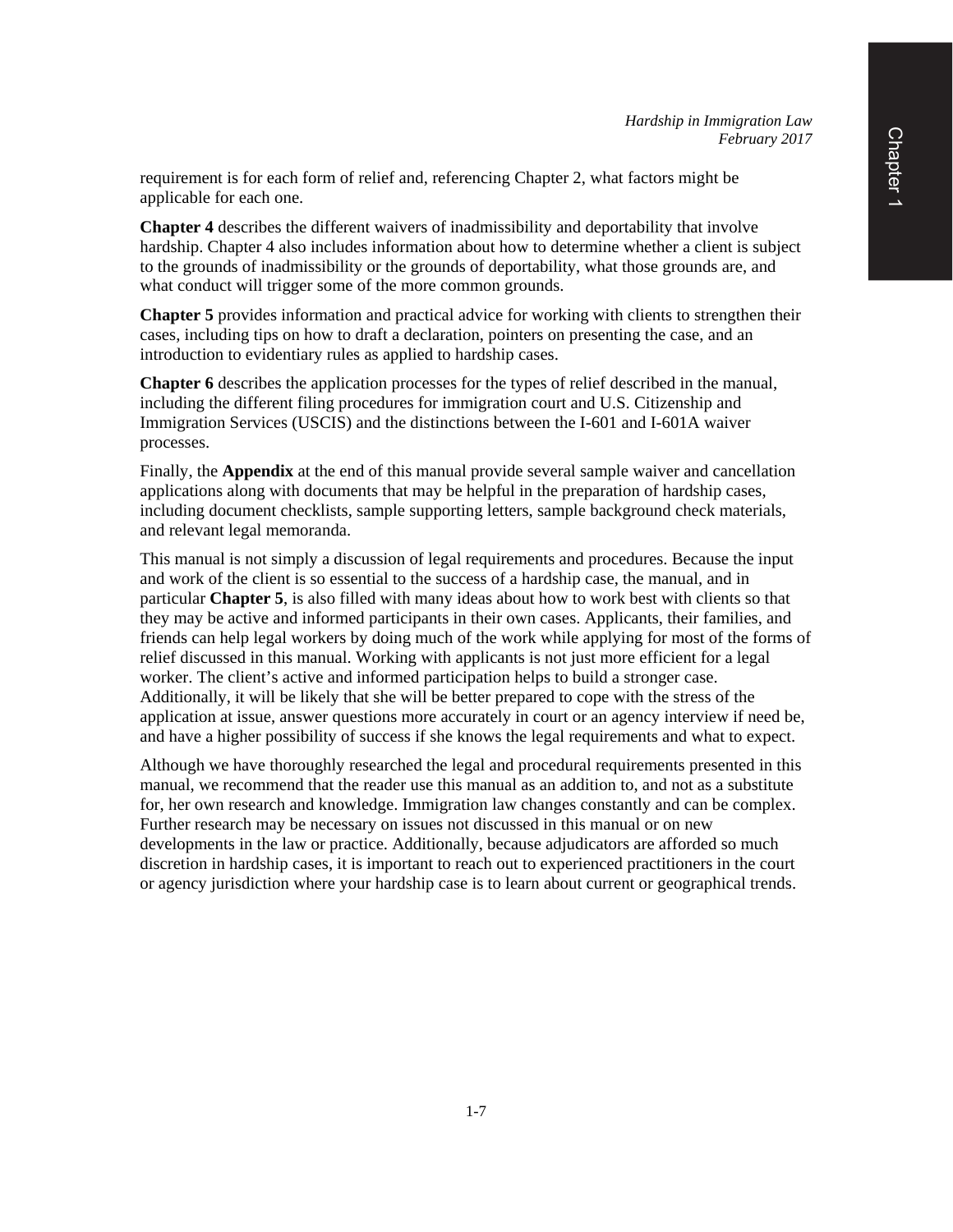requirement is for each form of relief and, referencing Chapter 2, what factors might be applicable for each one.

**Chapter 4** describes the different waivers of inadmissibility and deportability that involve hardship. Chapter 4 also includes information about how to determine whether a client is subject to the grounds of inadmissibility or the grounds of deportability, what those grounds are, and what conduct will trigger some of the more common grounds.

**Chapter 5** provides information and practical advice for working with clients to strengthen their cases, including tips on how to draft a declaration, pointers on presenting the case, and an introduction to evidentiary rules as applied to hardship cases.

**Chapter 6** describes the application processes for the types of relief described in the manual, including the different filing procedures for immigration court and U.S. Citizenship and Immigration Services (USCIS) and the distinctions between the I-601 and I-601A waiver processes.

Finally, the **Appendix** at the end of this manual provide several sample waiver and cancellation applications along with documents that may be helpful in the preparation of hardship cases, including document checklists, sample supporting letters, sample background check materials, and relevant legal memoranda.

This manual is not simply a discussion of legal requirements and procedures. Because the input and work of the client is so essential to the success of a hardship case, the manual, and in particular **Chapter 5**, is also filled with many ideas about how to work best with clients so that they may be active and informed participants in their own cases. Applicants, their families, and friends can help legal workers by doing much of the work while applying for most of the forms of relief discussed in this manual. Working with applicants is not just more efficient for a legal worker. The client's active and informed participation helps to build a stronger case. Additionally, it will be likely that she will be better prepared to cope with the stress of the application at issue, answer questions more accurately in court or an agency interview if need be, and have a higher possibility of success if she knows the legal requirements and what to expect.

Although we have thoroughly researched the legal and procedural requirements presented in this manual, we recommend that the reader use this manual as an addition to, and not as a substitute for, her own research and knowledge. Immigration law changes constantly and can be complex. Further research may be necessary on issues not discussed in this manual or on new developments in the law or practice. Additionally, because adjudicators are afforded so much discretion in hardship cases, it is important to reach out to experienced practitioners in the court or agency jurisdiction where your hardship case is to learn about current or geographical trends.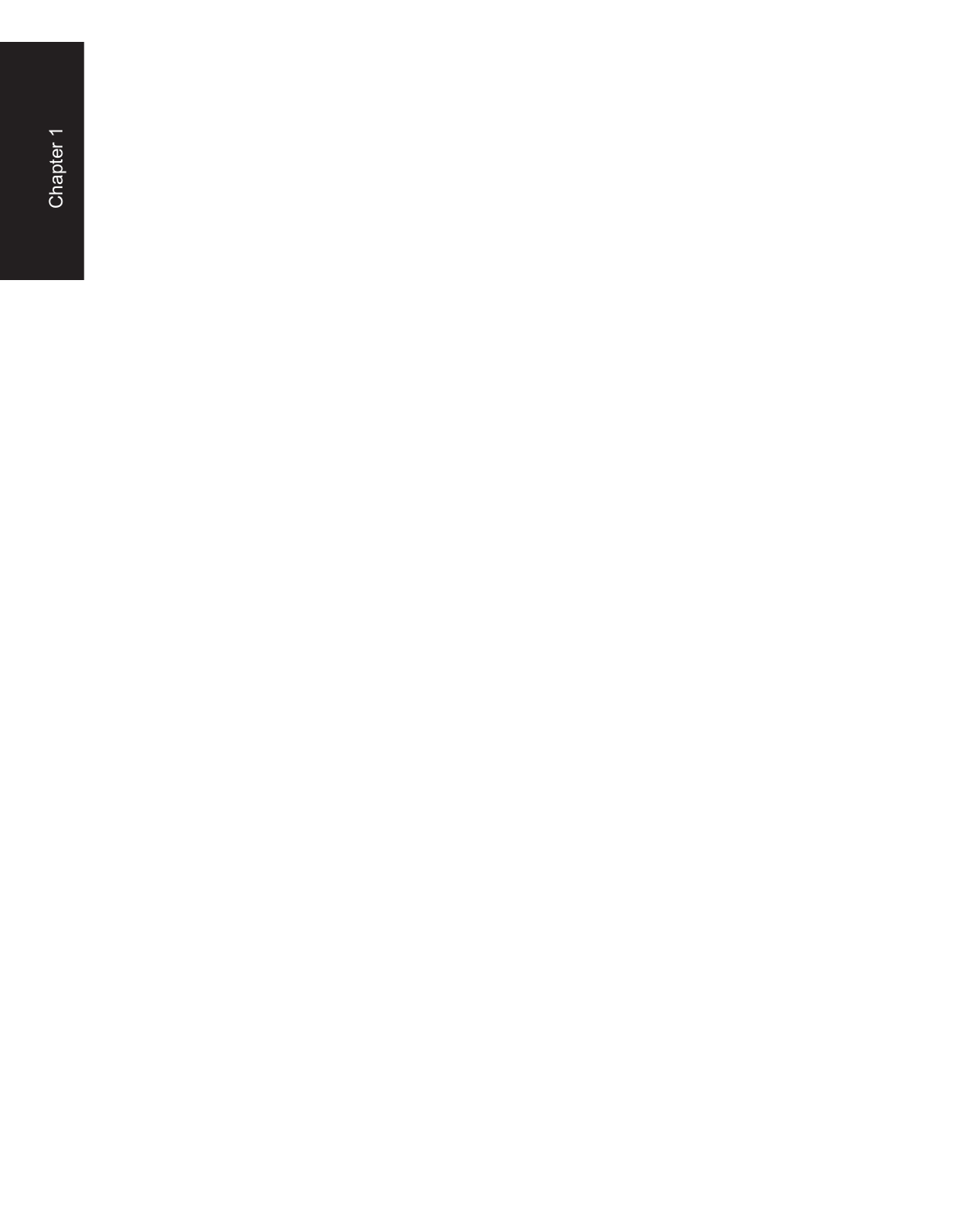Chapter 1